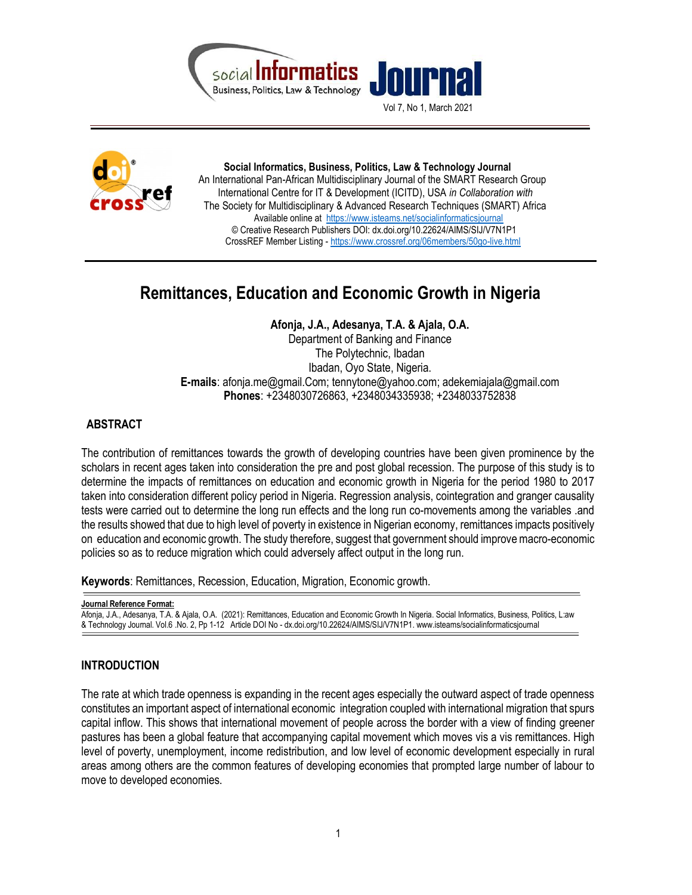**Social Informatics, Business, Politics, Law & Technology Journal**
An International Pan-African Multidisciplinary Journal of the SMART Research Group
International Centre for IT & Development (ICITD), USA *in Collaboration with*
The Society for Multidisciplinary & Advanced Research Techniques (SMART) Africa
Available online at https://www.isteams.net/socialinformaticsjournal
© Creative Research Publishers DOI: dx.doi.org/10.22624/AIMS/SIJ/V7N1P1
CrossREF Member Listing - https://www.crossref.org/06members/50go-live.html

# Remittances, Education and Economic Growth in Nigeria

**Afonja, J.A., Adesanya, T.A. & Ajala, O.A.**
Department of Banking and Finance
The Polytechnic, Ibadan
Ibadan, Oyo State, Nigeria.
**E-mails**: afonja.me@gmail.Com; tennytone@yahoo.com; adekemiajala@gmail.com
**Phones**: +2348030726863, +2348034335938; +2348033752838

## ABSTRACT

The contribution of remittances towards the growth of developing countries have been given prominence by the scholars in recent ages taken into consideration the pre and post global recession. The purpose of this study is to determine the impacts of remittances on education and economic growth in Nigeria for the period 1980 to 2017 taken into consideration different policy period in Nigeria. Regression analysis, cointegration and granger causality tests were carried out to determine the long run effects and the long run co-movements among the variables .and the results showed that due to high level of poverty in existence in Nigerian economy, remittances impacts positively on education and economic growth. The study therefore, suggest that government should improve macro-economic policies so as to reduce migration which could adversely affect output in the long run.

**Keywords**: Remittances, Recession, Education, Migration, Economic growth.

**Journal Reference Format:**
Afonja, J.A., Adesanya, T.A. & Ajala, O.A. (2021): Remittances, Education and Economic Growth In Nigeria. Social Informatics, Business, Politics, L:aw & Technology Journal. Vol.6 .No. 2, Pp 1-12 Article DOI No - dx.doi.org/10.22624/AIMS/SIJ/V7N1P1. www.isteams/socialinformaticsjournal

## INTRODUCTION

The rate at which trade openness is expanding in the recent ages especially the outward aspect of trade openness constitutes an important aspect of international economic integration coupled with international migration that spurs capital inflow. This shows that international movement of people across the border with a view of finding greener pastures has been a global feature that accompanying capital movement which moves vis a vis remittances. High level of poverty, unemployment, income redistribution, and low level of economic development especially in rural areas among others are the common features of developing economies that prompted large number of labour to move to developed economies.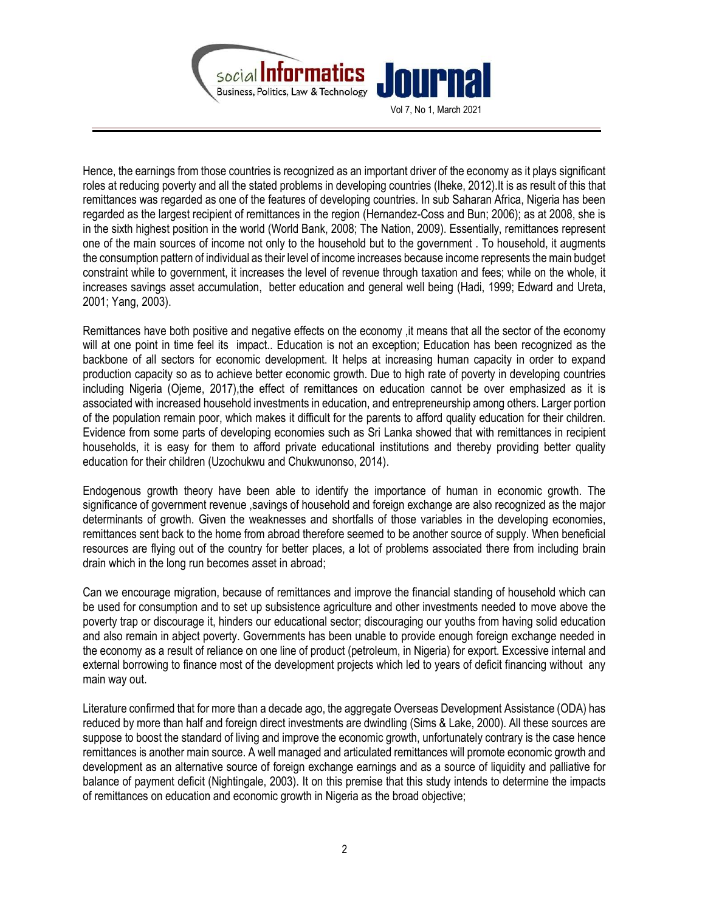Hence, the earnings from those countries is recognized as an important driver of the economy as it plays significant roles at reducing poverty and all the stated problems in developing countries (Iheke, 2012).It is as result of this that remittances was regarded as one of the features of developing countries. In sub Saharan Africa, Nigeria has been regarded as the largest recipient of remittances in the region (Hernandez-Coss and Bun; 2006); as at 2008, she is in the sixth highest position in the world (World Bank, 2008; The Nation, 2009). Essentially, remittances represent one of the main sources of income not only to the household but to the government . To household, it augments the consumption pattern of individual as their level of income increases because income represents the main budget constraint while to government, it increases the level of revenue through taxation and fees; while on the whole, it increases savings asset accumulation, better education and general well being (Hadi, 1999; Edward and Ureta, 2001; Yang, 2003).

Remittances have both positive and negative effects on the economy ,it means that all the sector of the economy will at one point in time feel its impact.. Education is not an exception; Education has been recognized as the backbone of all sectors for economic development. It helps at increasing human capacity in order to expand production capacity so as to achieve better economic growth. Due to high rate of poverty in developing countries including Nigeria (Ojeme, 2017),the effect of remittances on education cannot be over emphasized as it is associated with increased household investments in education, and entrepreneurship among others. Larger portion of the population remain poor, which makes it difficult for the parents to afford quality education for their children. Evidence from some parts of developing economies such as Sri Lanka showed that with remittances in recipient households, it is easy for them to afford private educational institutions and thereby providing better quality education for their children (Uzochukwu and Chukwunonso, 2014).

Endogenous growth theory have been able to identify the importance of human in economic growth. The significance of government revenue ,savings of household and foreign exchange are also recognized as the major determinants of growth. Given the weaknesses and shortfalls of those variables in the developing economies, remittances sent back to the home from abroad therefore seemed to be another source of supply. When beneficial resources are flying out of the country for better places, a lot of problems associated there from including brain drain which in the long run becomes asset in abroad;

Can we encourage migration, because of remittances and improve the financial standing of household which can be used for consumption and to set up subsistence agriculture and other investments needed to move above the poverty trap or discourage it, hinders our educational sector; discouraging our youths from having solid education and also remain in abject poverty. Governments has been unable to provide enough foreign exchange needed in the economy as a result of reliance on one line of product (petroleum, in Nigeria) for export. Excessive internal and external borrowing to finance most of the development projects which led to years of deficit financing without any main way out.

Literature confirmed that for more than a decade ago, the aggregate Overseas Development Assistance (ODA) has reduced by more than half and foreign direct investments are dwindling (Sims & Lake, 2000). All these sources are suppose to boost the standard of living and improve the economic growth, unfortunately contrary is the case hence remittances is another main source. A well managed and articulated remittances will promote economic growth and development as an alternative source of foreign exchange earnings and as a source of liquidity and palliative for balance of payment deficit (Nightingale, 2003). It on this premise that this study intends to determine the impacts of remittances on education and economic growth in Nigeria as the broad objective;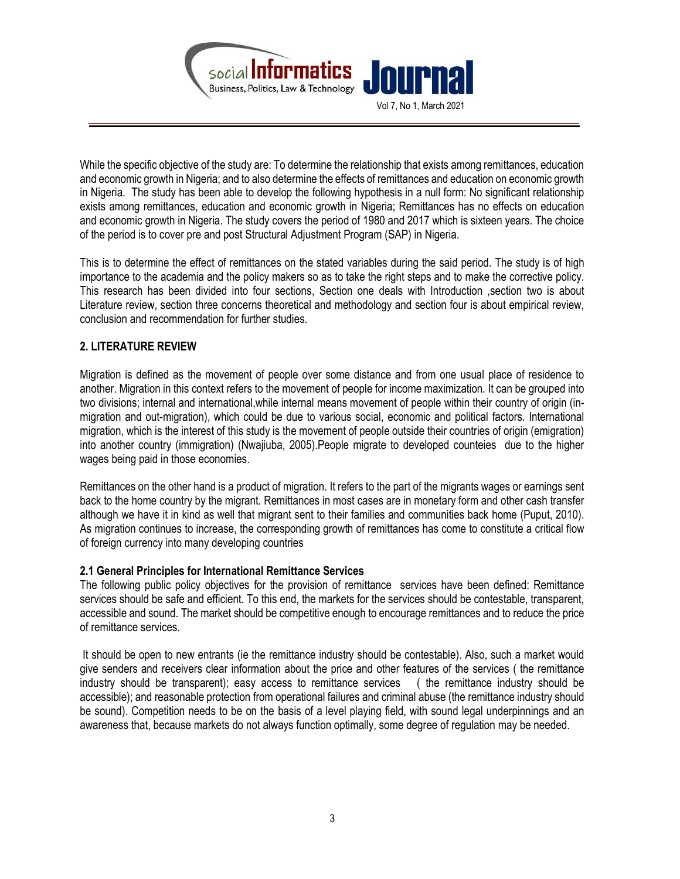While the specific objective of the study are: To determine the relationship that exists among remittances, education and economic growth in Nigeria; and to also determine the effects of remittances and education on economic growth in Nigeria. The study has been able to develop the following hypothesis in a null form: No significant relationship exists among remittances, education and economic growth in Nigeria; Remittances has no effects on education and economic growth in Nigeria. The study covers the period of 1980 and 2017 which is sixteen years. The choice of the period is to cover pre and post Structural Adjustment Program (SAP) in Nigeria.

This is to determine the effect of remittances on the stated variables during the said period. The study is of high importance to the academia and the policy makers so as to take the right steps and to make the corrective policy. This research has been divided into four sections, Section one deals with Introduction ,section two is about Literature review, section three concerns theoretical and methodology and section four is about empirical review, conclusion and recommendation for further studies.

## 2. LITERATURE REVIEW

Migration is defined as the movement of people over some distance and from one usual place of residence to another. Migration in this context refers to the movement of people for income maximization. It can be grouped into two divisions; internal and international,while internal means movement of people within their country of origin (in-migration and out-migration), which could be due to various social, economic and political factors. International migration, which is the interest of this study is the movement of people outside their countries of origin (emigration) into another country (immigration) (Nwajiuba, 2005).People migrate to developed counteies due to the higher wages being paid in those economies.

Remittances on the other hand is a product of migration. It refers to the part of the migrants wages or earnings sent back to the home country by the migrant. Remittances in most cases are in monetary form and other cash transfer although we have it in kind as well that migrant sent to their families and communities back home (Puput, 2010). As migration continues to increase, the corresponding growth of remittances has come to constitute a critical flow of foreign currency into many developing countries

### 2.1 General Principles for International Remittance Services

The following public policy objectives for the provision of remittance services have been defined: Remittance services should be safe and efficient. To this end, the markets for the services should be contestable, transparent, accessible and sound. The market should be competitive enough to encourage remittances and to reduce the price of remittance services.

It should be open to new entrants (ie the remittance industry should be contestable). Also, such a market would give senders and receivers clear information about the price and other features of the services ( the remittance industry should be transparent); easy access to remittance services ( the remittance industry should be accessible); and reasonable protection from operational failures and criminal abuse (the remittance industry should be sound). Competition needs to be on the basis of a level playing field, with sound legal underpinnings and an awareness that, because markets do not always function optimally, some degree of regulation may be needed.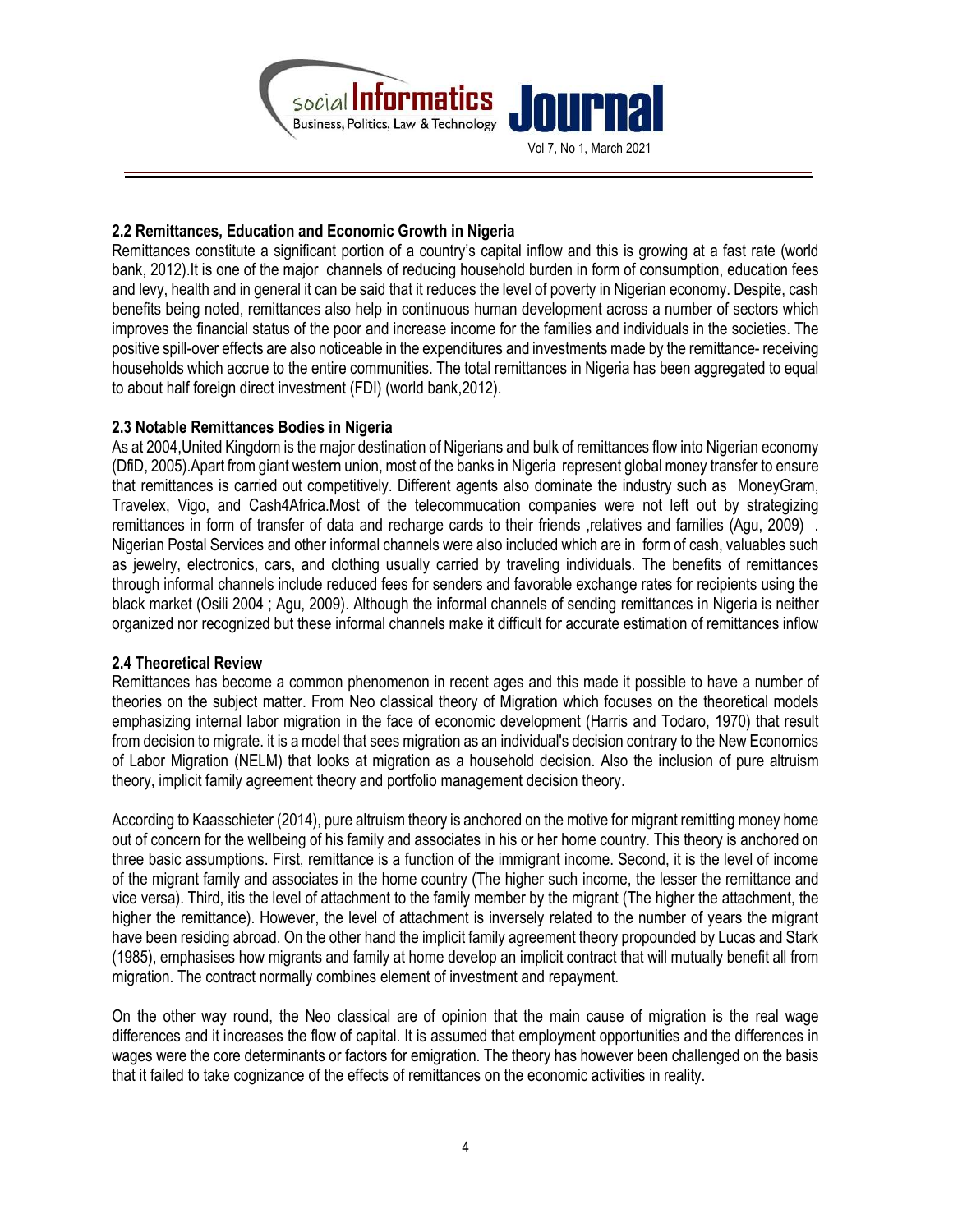### 2.2 Remittances, Education and Economic Growth in Nigeria

Remittances constitute a significant portion of a country's capital inflow and this is growing at a fast rate (world bank, 2012).It is one of the major channels of reducing household burden in form of consumption, education fees and levy, health and in general it can be said that it reduces the level of poverty in Nigerian economy. Despite, cash benefits being noted, remittances also help in continuous human development across a number of sectors which improves the financial status of the poor and increase income for the families and individuals in the societies. The positive spill-over effects are also noticeable in the expenditures and investments made by the remittance- receiving households which accrue to the entire communities. The total remittances in Nigeria has been aggregated to equal to about half foreign direct investment (FDI) (world bank,2012).

### 2.3 Notable Remittances Bodies in Nigeria

As at 2004,United Kingdom is the major destination of Nigerians and bulk of remittances flow into Nigerian economy (DfiD, 2005).Apart from giant western union, most of the banks in Nigeria represent global money transfer to ensure that remittances is carried out competitively. Different agents also dominate the industry such as MoneyGram, Travelex, Vigo, and Cash4Africa.Most of the telecommucation companies were not left out by strategizing remittances in form of transfer of data and recharge cards to their friends ,relatives and families (Agu, 2009) . Nigerian Postal Services and other informal channels were also included which are in form of cash, valuables such as jewelry, electronics, cars, and clothing usually carried by traveling individuals. The benefits of remittances through informal channels include reduced fees for senders and favorable exchange rates for recipients using the black market (Osili 2004 ; Agu, 2009). Although the informal channels of sending remittances in Nigeria is neither organized nor recognized but these informal channels make it difficult for accurate estimation of remittances inflow

### 2.4 Theoretical Review

Remittances has become a common phenomenon in recent ages and this made it possible to have a number of theories on the subject matter. From Neo classical theory of Migration which focuses on the theoretical models emphasizing internal labor migration in the face of economic development (Harris and Todaro, 1970) that result from decision to migrate. it is a model that sees migration as an individual's decision contrary to the New Economics of Labor Migration (NELM) that looks at migration as a household decision. Also the inclusion of pure altruism theory, implicit family agreement theory and portfolio management decision theory.

According to Kaasschieter (2014), pure altruism theory is anchored on the motive for migrant remitting money home out of concern for the wellbeing of his family and associates in his or her home country. This theory is anchored on three basic assumptions. First, remittance is a function of the immigrant income. Second, it is the level of income of the migrant family and associates in the home country (The higher such income, the lesser the remittance and vice versa). Third, itis the level of attachment to the family member by the migrant (The higher the attachment, the higher the remittance). However, the level of attachment is inversely related to the number of years the migrant have been residing abroad. On the other hand the implicit family agreement theory propounded by Lucas and Stark (1985), emphasises how migrants and family at home develop an implicit contract that will mutually benefit all from migration. The contract normally combines element of investment and repayment.

On the other way round, the Neo classical are of opinion that the main cause of migration is the real wage differences and it increases the flow of capital. It is assumed that employment opportunities and the differences in wages were the core determinants or factors for emigration. The theory has however been challenged on the basis that it failed to take cognizance of the effects of remittances on the economic activities in reality.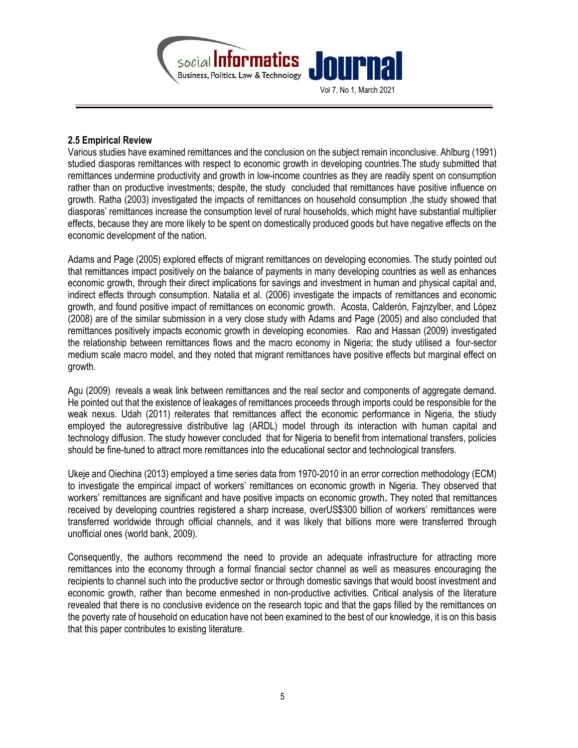### 2.5 Empirical Review

Various studies have examined remittances and the conclusion on the subject remain inconclusive. Ahlburg (1991) studied diasporas remittances with respect to economic growth in developing countries.The study submitted that remittances undermine productivity and growth in low-income countries as they are readily spent on consumption rather than on productive investments; despite, the study concluded that remittances have positive influence on growth. Ratha (2003) investigated the impacts of remittances on household consumption ,the study showed that diasporas' remittances increase the consumption level of rural households, which might have substantial multiplier effects, because they are more likely to be spent on domestically produced goods but have negative effects on the economic development of the nation.

Adams and Page (2005) explored effects of migrant remittances on developing economies. The study pointed out that remittances impact positively on the balance of payments in many developing countries as well as enhances economic growth, through their direct implications for savings and investment in human and physical capital and, indirect effects through consumption. Natalia et al. (2006) investigate the impacts of remittances and economic growth, and found positive impact of remittances on economic growth. Acosta, Calderón, Fajnzylber, and López (2008) are of the similar submission in a very close study with Adams and Page (2005) and also concluded that remittances positively impacts economic growth in developing economies. Rao and Hassan (2009) investigated the relationship between remittances flows and the macro economy in Nigeria; the study utilised a four-sector medium scale macro model, and they noted that migrant remittances have positive effects but marginal effect on growth.

Agu (2009) reveals a weak link between remittances and the real sector and components of aggregate demand. He pointed out that the existence of leakages of remittances proceeds through imports could be responsible for the weak nexus. Udah (2011) reiterates that remittances affect the economic performance in Nigeria, the stiudy employed the autoregressive distributive lag (ARDL) model through its interaction with human capital and technology diffusion. The study however concluded that for Nigeria to benefit from international transfers, policies should be fine-tuned to attract more remittances into the educational sector and technological transfers.

Ukeje and Oiechina (2013) employed a time series data from 1970-2010 in an error correction methodology (ECM) to investigate the empirical impact of workers' remittances on economic growth in Nigeria. They observed that workers' remittances are significant and have positive impacts on economic growth**.** They noted that remittances received by developing countries registered a sharp increase, overUS$300 billion of workers' remittances were transferred worldwide through official channels, and it was likely that billions more were transferred through unofficial ones (world bank, 2009).

Consequently, the authors recommend the need to provide an adequate infrastructure for attracting more remittances into the economy through a formal financial sector channel as well as measures encouraging the recipients to channel such into the productive sector or through domestic savings that would boost investment and economic growth, rather than become enmeshed in non-productive activities. Critical analysis of the literature revealed that there is no conclusive evidence on the research topic and that the gaps filled by the remittances on the poverty rate of household on education have not been examined to the best of our knowledge, it is on this basis that this paper contributes to existing literature.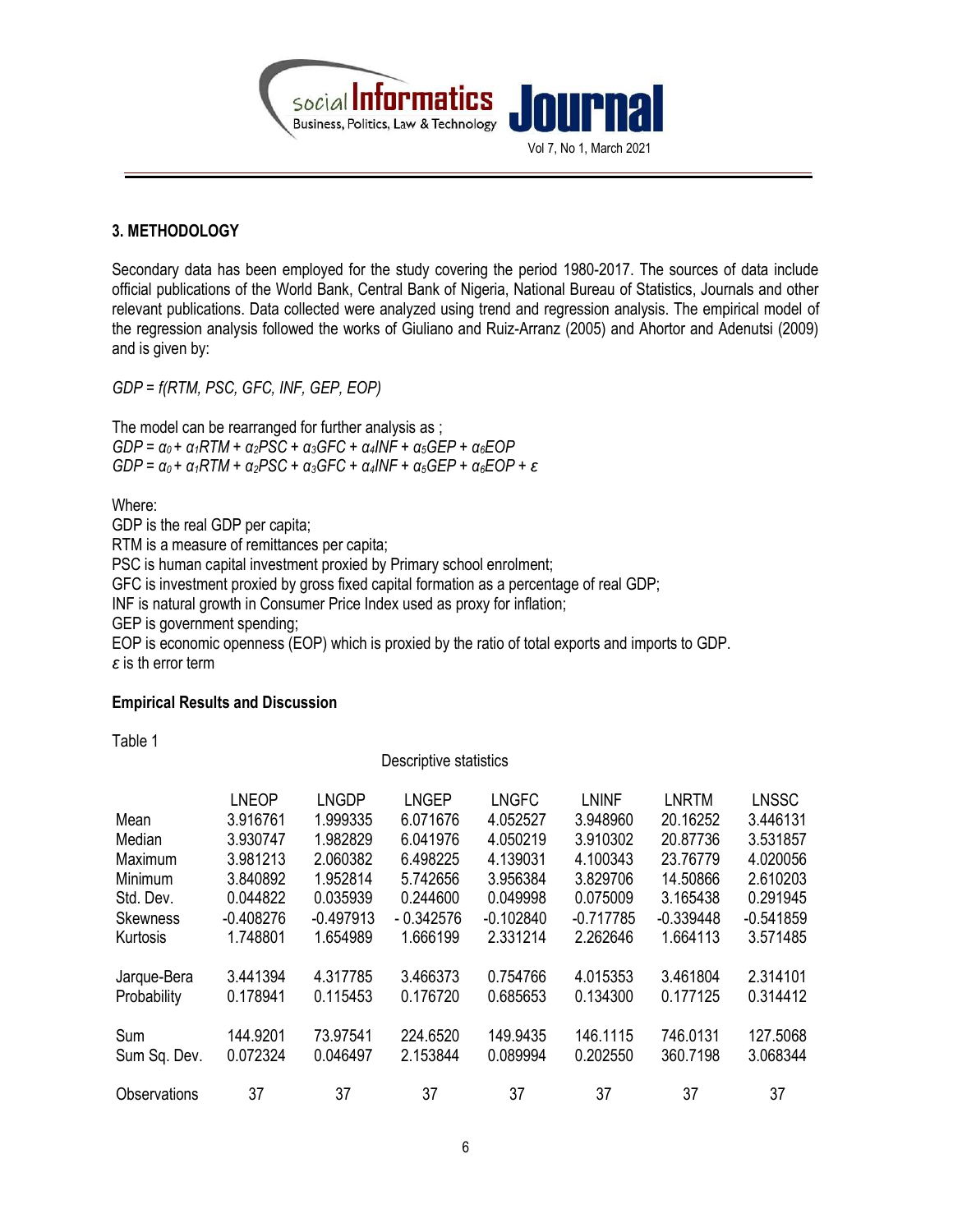## 3. METHODOLOGY

Secondary data has been employed for the study covering the period 1980-2017. The sources of data include official publications of the World Bank, Central Bank of Nigeria, National Bureau of Statistics, Journals and other relevant publications. Data collected were analyzed using trend and regression analysis. The empirical model of the regression analysis followed the works of Giuliano and Ruiz-Arranz (2005) and Ahortor and Adenutsi (2009) and is given by:

*GDP = f(RTM, PSC, GFC, INF, GEP, EOP)*

The model can be rearranged for further analysis as ;

$GDP = \alpha_0 + \alpha_1 RTM + \alpha_2 PSC + \alpha_3 GFC + \alpha_4 INF + \alpha_5 GEP + \alpha_6 EOP$

$GDP = \alpha_0 + \alpha_1 RTM + \alpha_2 PSC + \alpha_3 GFC + \alpha_4 INF + \alpha_5 GEP + \alpha_6 EOP + \varepsilon$

Where:

GDP is the real GDP per capita;

RTM is a measure of remittances per capita;

PSC is human capital investment proxied by Primary school enrolment;

GFC is investment proxied by gross fixed capital formation as a percentage of real GDP;

INF is natural growth in Consumer Price Index used as proxy for inflation;

GEP is government spending;

EOP is economic openness (EOP) which is proxied by the ratio of total exports and imports to GDP.

$\varepsilon$ is th error term

### Empirical Results and Discussion

Table 1

Descriptive statistics

| | LNEOP | LNGDP | LNGEP | LNGFC | LNINF | LNRTM | LNSSC |
|---|---|---|---|---|---|---|---|
| Mean | 3.916761 | 1.999335 | 6.071676 | 4.052527 | 3.948960 | 20.16252 | 3.446131 |
| Median | 3.930747 | 1.982829 | 6.041976 | 4.050219 | 3.910302 | 20.87736 | 3.531857 |
| Maximum | 3.981213 | 2.060382 | 6.498225 | 4.139031 | 4.100343 | 23.76779 | 4.020056 |
| Minimum | 3.840892 | 1.952814 | 5.742656 | 3.956384 | 3.829706 | 14.50866 | 2.610203 |
| Std. Dev. | 0.044822 | 0.035939 | 0.244600 | 0.049998 | 0.075009 | 3.165438 | 0.291945 |
| Skewness | -0.408276 | -0.497913 | - 0.342576 | -0.102840 | -0.717785 | -0.339448 | -0.541859 |
| Kurtosis | 1.748801 | 1.654989 | 1.666199 | 2.331214 | 2.262646 | 1.664113 | 3.571485 |
| Jarque-Bera | 3.441394 | 4.317785 | 3.466373 | 0.754766 | 4.015353 | 3.461804 | 2.314101 |
| Probability | 0.178941 | 0.115453 | 0.176720 | 0.685653 | 0.134300 | 0.177125 | 0.314412 |
| Sum | 144.9201 | 73.97541 | 224.6520 | 149.9435 | 146.1115 | 746.0131 | 127.5068 |
| Sum Sq. Dev. | 0.072324 | 0.046497 | 2.153844 | 0.089994 | 0.202550 | 360.7198 | 3.068344 |
| Observations | 37 | 37 | 37 | 37 | 37 | 37 | 37 |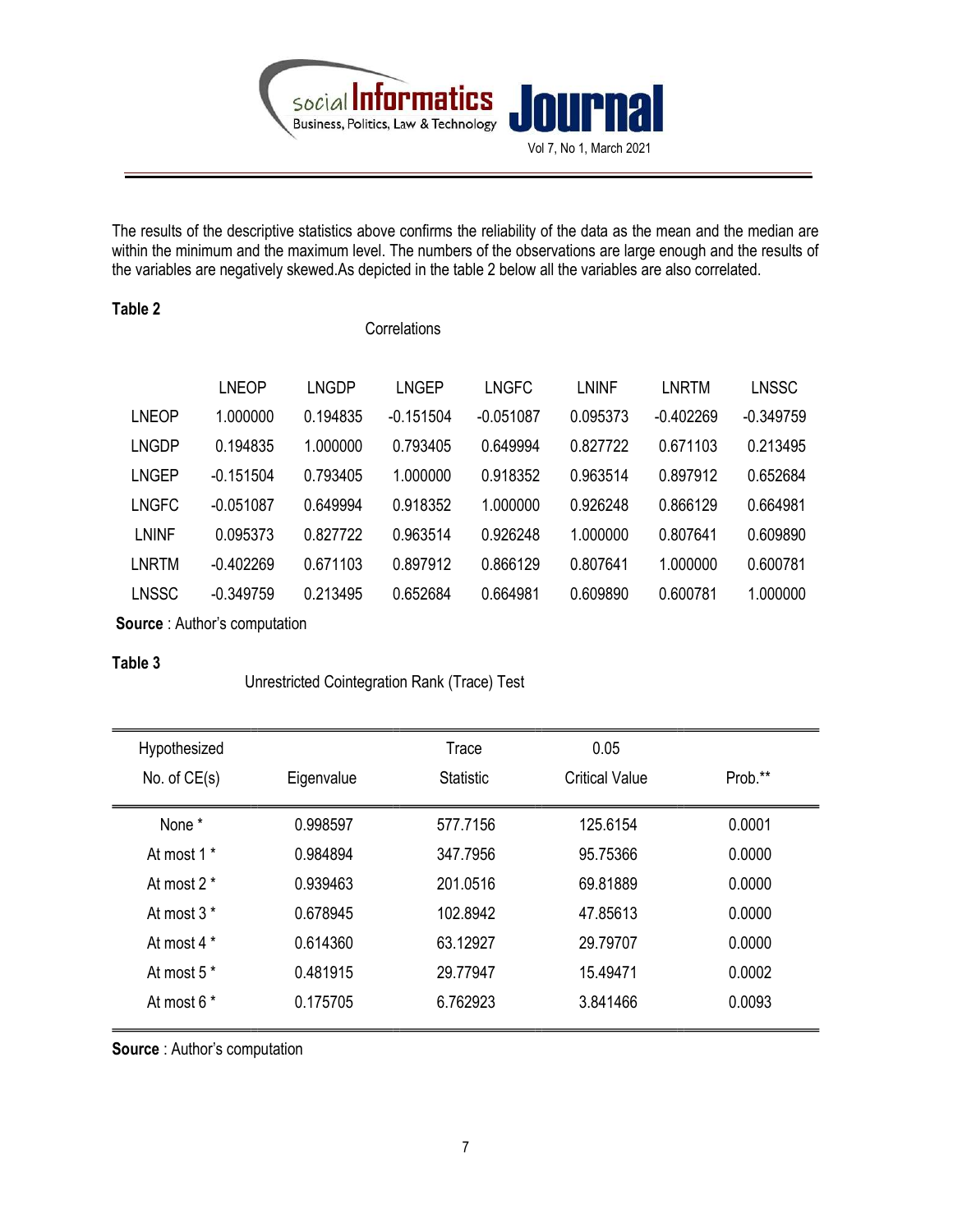The results of the descriptive statistics above confirms the reliability of the data as the mean and the median are within the minimum and the maximum level. The numbers of the observations are large enough and the results of the variables are negatively skewed.As depicted in the table 2 below all the variables are also correlated.

**Table 2**

Correlations

| | LNEOP | LNGDP | LNGEP | LNGFC | LNINF | LNRTM | LNSSC |
|---|---|---|---|---|---|---|---|
| LNEOP | 1.000000 | 0.194835 | -0.151504 | -0.051087 | 0.095373 | -0.402269 | -0.349759 |
| LNGDP | 0.194835 | 1.000000 | 0.793405 | 0.649994 | 0.827722 | 0.671103 | 0.213495 |
| LNGEP | -0.151504 | 0.793405 | 1.000000 | 0.918352 | 0.963514 | 0.897912 | 0.652684 |
| LNGFC | -0.051087 | 0.649994 | 0.918352 | 1.000000 | 0.926248 | 0.866129 | 0.664981 |
| LNINF | 0.095373 | 0.827722 | 0.963514 | 0.926248 | 1.000000 | 0.807641 | 0.609890 |
| LNRTM | -0.402269 | 0.671103 | 0.897912 | 0.866129 | 0.807641 | 1.000000 | 0.600781 |
| LNSSC | -0.349759 | 0.213495 | 0.652684 | 0.664981 | 0.609890 | 0.600781 | 1.000000 |

**Source** : Author's computation

**Table 3**

Unrestricted Cointegration Rank (Trace) Test

| Hypothesized No. of CE(s) | Eigenvalue | Trace Statistic | 0.05 Critical Value | Prob.** |
|---|---|---|---|---|
| None * | 0.998597 | 577.7156 | 125.6154 | 0.0001 |
| At most 1 * | 0.984894 | 347.7956 | 95.75366 | 0.0000 |
| At most 2 * | 0.939463 | 201.0516 | 69.81889 | 0.0000 |
| At most 3 * | 0.678945 | 102.8942 | 47.85613 | 0.0000 |
| At most 4 * | 0.614360 | 63.12927 | 29.79707 | 0.0000 |
| At most 5 * | 0.481915 | 29.77947 | 15.49471 | 0.0002 |
| At most 6 * | 0.175705 | 6.762923 | 3.841466 | 0.0093 |

**Source** : Author's computation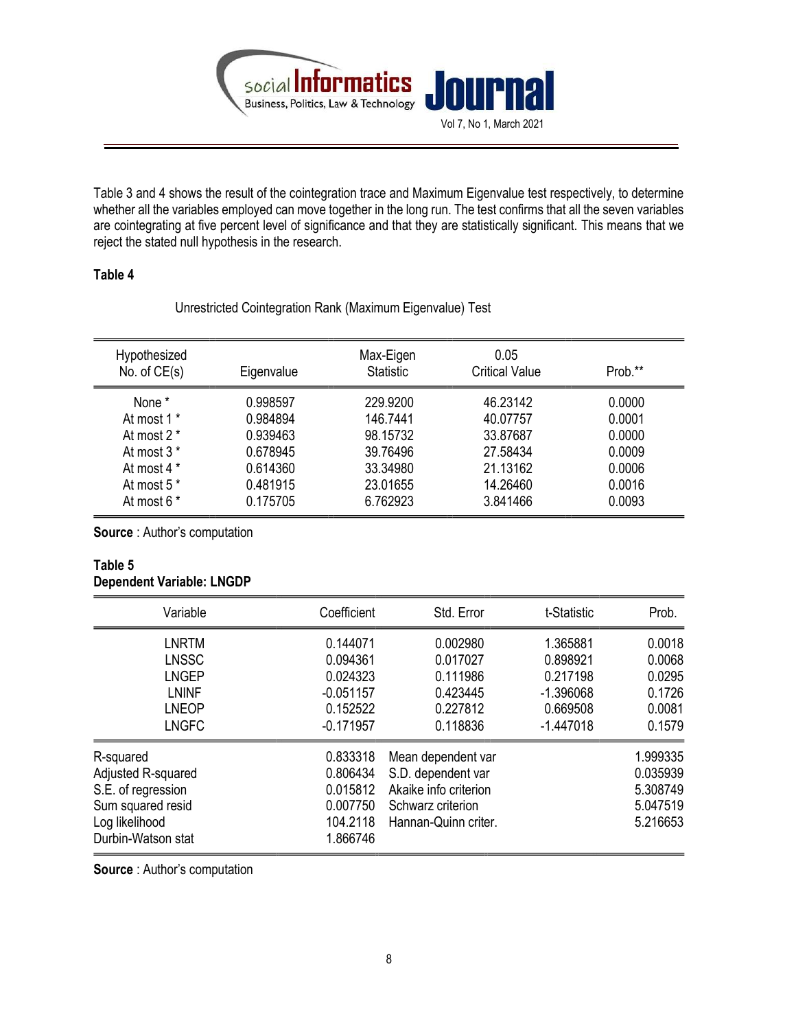Table 3 and 4 shows the result of the cointegration trace and Maximum Eigenvalue test respectively, to determine whether all the variables employed can move together in the long run. The test confirms that all the seven variables are cointegrating at five percent level of significance and that they are statistically significant. This means that we reject the stated null hypothesis in the research.

**Table 4**

Unrestricted Cointegration Rank (Maximum Eigenvalue) Test

| Hypothesized No. of CE(s) | Eigenvalue | Max-Eigen Statistic | 0.05 Critical Value | Prob.** |
|---|---|---|---|---|
| None * | 0.998597 | 229.9200 | 46.23142 | 0.0000 |
| At most 1 * | 0.984894 | 146.7441 | 40.07757 | 0.0001 |
| At most 2 * | 0.939463 | 98.15732 | 33.87687 | 0.0000 |
| At most 3 * | 0.678945 | 39.76496 | 27.58434 | 0.0009 |
| At most 4 * | 0.614360 | 33.34980 | 21.13162 | 0.0006 |
| At most 5 * | 0.481915 | 23.01655 | 14.26460 | 0.0016 |
| At most 6 * | 0.175705 | 6.762923 | 3.841466 | 0.0093 |

**Source** : Author's computation

**Table 5**
**Dependent Variable: LNGDP**

| Variable | Coefficient | Std. Error | t-Statistic | Prob. |
|---|---|---|---|---|
| LNRTM | 0.144071 | 0.002980 | 1.365881 | 0.0018 |
| LNSSC | 0.094361 | 0.017027 | 0.898921 | 0.0068 |
| LNGEP | 0.024323 | 0.111986 | 0.217198 | 0.0295 |
| LNINF | -0.051157 | 0.423445 | -1.396068 | 0.1726 |
| LNEOP | 0.152522 | 0.227812 | 0.669508 | 0.0081 |
| LNGFC | -0.171957 | 0.118836 | -1.447018 | 0.1579 |
| R-squared | 0.833318 | Mean dependent var | | 1.999335 |
| Adjusted R-squared | 0.806434 | S.D. dependent var | | 0.035939 |
| S.E. of regression | 0.015812 | Akaike info criterion | | 5.308749 |
| Sum squared resid | 0.007750 | Schwarz criterion | | 5.047519 |
| Log likelihood | 104.2118 | Hannan-Quinn criter. | | 5.216653 |
| Durbin-Watson stat | 1.866746 | | | |

**Source** : Author's computation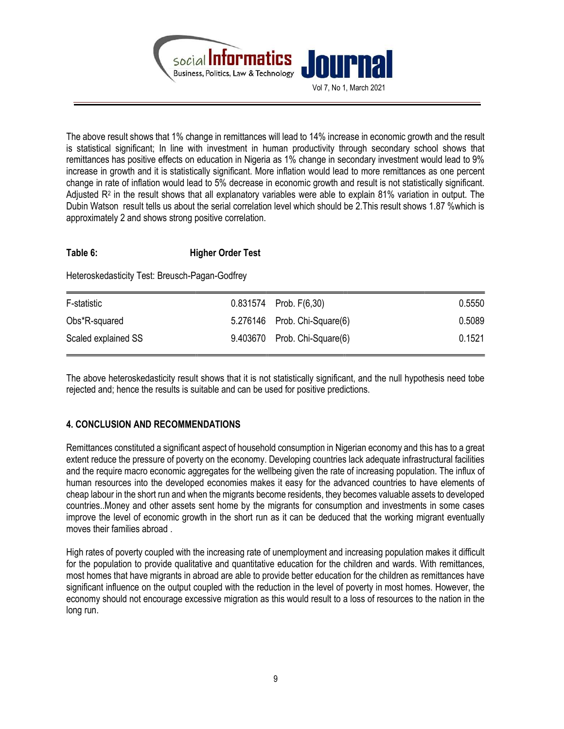The above result shows that 1% change in remittances will lead to 14% increase in economic growth and the result is statistical significant; In line with investment in human productivity through secondary school shows that remittances has positive effects on education in Nigeria as 1% change in secondary investment would lead to 9% increase in growth and it is statistically significant. More inflation would lead to more remittances as one percent change in rate of inflation would lead to 5% decrease in economic growth and result is not statistically significant. Adjusted $R^2$ in the result shows that all explanatory variables were able to explain 81% variation in output. The Dubin Watson result tells us about the serial correlation level which should be 2.This result shows 1.87 %which is approximately 2 and shows strong positive correlation.

**Table 6: Higher Order Test**

Heteroskedasticity Test: Breusch-Pagan-Godfrey

| | | | |
|---|---|---|---|
| F-statistic | 0.831574 | Prob. F(6,30) | 0.5550 |
| Obs*R-squared | 5.276146 | Prob. Chi-Square(6) | 0.5089 |
| Scaled explained SS | 9.403670 | Prob. Chi-Square(6) | 0.1521 |

The above heteroskedasticity result shows that it is not statistically significant, and the null hypothesis need tobe rejected and; hence the results is suitable and can be used for positive predictions.

## 4. CONCLUSION AND RECOMMENDATIONS

Remittances constituted a significant aspect of household consumption in Nigerian economy and this has to a great extent reduce the pressure of poverty on the economy. Developing countries lack adequate infrastructural facilities and the require macro economic aggregates for the wellbeing given the rate of increasing population. The influx of human resources into the developed economies makes it easy for the advanced countries to have elements of cheap labour in the short run and when the migrants become residents, they becomes valuable assets to developed countries..Money and other assets sent home by the migrants for consumption and investments in some cases improve the level of economic growth in the short run as it can be deduced that the working migrant eventually moves their families abroad .

High rates of poverty coupled with the increasing rate of unemployment and increasing population makes it difficult for the population to provide qualitative and quantitative education for the children and wards. With remittances, most homes that have migrants in abroad are able to provide better education for the children as remittances have significant influence on the output coupled with the reduction in the level of poverty in most homes. However, the economy should not encourage excessive migration as this would result to a loss of resources to the nation in the long run.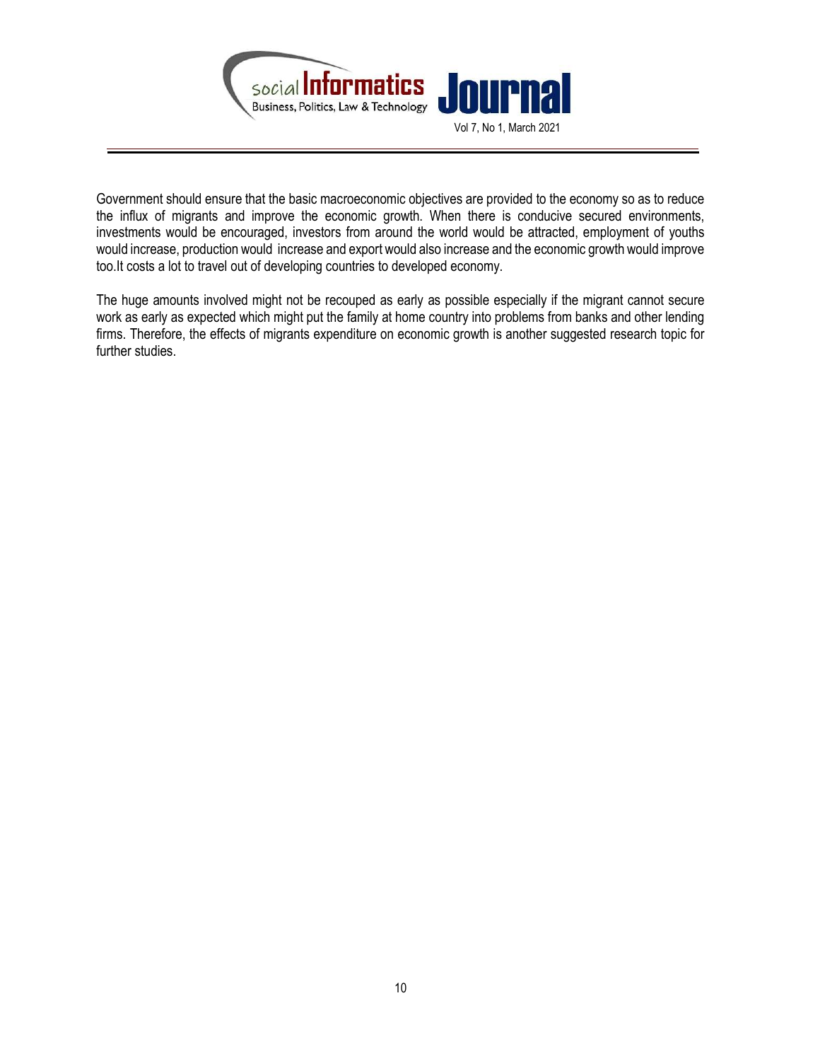Government should ensure that the basic macroeconomic objectives are provided to the economy so as to reduce the influx of migrants and improve the economic growth. When there is conducive secured environments, investments would be encouraged, investors from around the world would be attracted, employment of youths would increase, production would increase and export would also increase and the economic growth would improve too.It costs a lot to travel out of developing countries to developed economy.

The huge amounts involved might not be recouped as early as possible especially if the migrant cannot secure work as early as expected which might put the family at home country into problems from banks and other lending firms. Therefore, the effects of migrants expenditure on economic growth is another suggested research topic for further studies.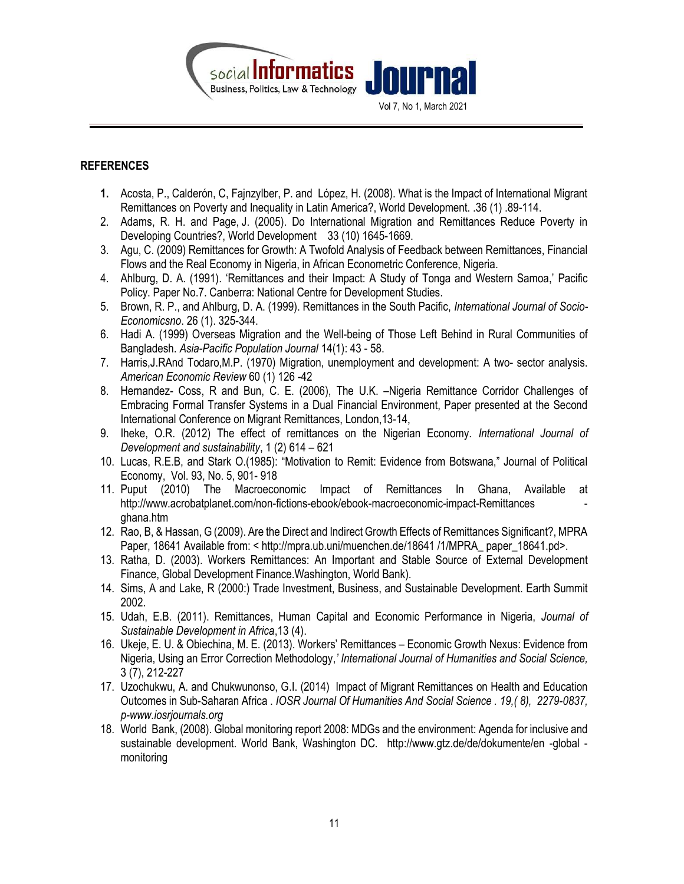## REFERENCES

1. Acosta, P., Calderón, C, Fajnzylber, P. and López, H. (2008). What is the Impact of International Migrant Remittances on Poverty and Inequality in Latin America?, World Development. .36 (1) .89-114.
2. Adams, R. H. and Page, J. (2005). Do International Migration and Remittances Reduce Poverty in Developing Countries?, World Development 33 (10) 1645-1669.
3. Agu, C. (2009) Remittances for Growth: A Twofold Analysis of Feedback between Remittances, Financial Flows and the Real Economy in Nigeria, in African Econometric Conference, Nigeria.
4. Ahlburg, D. A. (1991). 'Remittances and their Impact: A Study of Tonga and Western Samoa,' Pacific Policy. Paper No.7. Canberra: National Centre for Development Studies.
5. Brown, R. P., and Ahlburg, D. A. (1999). Remittances in the South Pacific, *International Journal of Socio-Economicsno*. 26 (1). 325-344.
6. Hadi A. (1999) Overseas Migration and the Well-being of Those Left Behind in Rural Communities of Bangladesh. *Asia-Pacific Population Journal* 14(1): 43 - 58.
7. Harris,J.RAnd Todaro,M.P. (1970) Migration, unemployment and development: A two- sector analysis. *American Economic Review* 60 (1) 126 -42
8. Hernandez- Coss, R and Bun, C. E. (2006), The U.K. –Nigeria Remittance Corridor Challenges of Embracing Formal Transfer Systems in a Dual Financial Environment, Paper presented at the Second International Conference on Migrant Remittances, London,13-14,
9. Iheke, O.R. (2012) The effect of remittances on the Nigerian Economy. *International Journal of Development and sustainability*, 1 (2) 614 – 621
10. Lucas, R.E.B, and Stark O.(1985): "Motivation to Remit: Evidence from Botswana," Journal of Political Economy, Vol. 93, No. 5, 901- 918
11. Puput (2010) The Macroeconomic Impact of Remittances In Ghana, Available at http://www.acrobatplanet.com/non-fictions-ebook/ebook-macroeconomic-impact-Remittances -ghana.htm
12. Rao, B, & Hassan, G (2009). Are the Direct and Indirect Growth Effects of Remittances Significant?, MPRA Paper, 18641 Available from: < http://mpra.ub.uni/muenchen.de/18641 /1/MPRA_ paper_18641.pd>.
13. Ratha, D. (2003). Workers Remittances: An Important and Stable Source of External Development Finance, Global Development Finance.Washington, World Bank).
14. Sims, A and Lake, R (2000:) Trade Investment, Business, and Sustainable Development. Earth Summit 2002.
15. Udah, E.B. (2011). Remittances, Human Capital and Economic Performance in Nigeria, *Journal of Sustainable Development in Africa*,13 (4).
16. Ukeje, E. U. & Obiechina, M. E. (2013). Workers' Remittances – Economic Growth Nexus: Evidence from Nigeria, Using an Error Correction Methodology,' *International Journal of Humanities and Social Science,* 3 (7), 212-227
17. Uzochukwu, A. and Chukwunonso, G.I. (2014) Impact of Migrant Remittances on Health and Education Outcomes in Sub-Saharan Africa . *IOSR Journal Of Humanities And Social Science . 19,( 8), 2279-0837, p-www.iosrjournals.org*
18. World Bank, (2008). Global monitoring report 2008: MDGs and the environment: Agenda for inclusive and sustainable development. World Bank, Washington DC. http://www.gtz.de/de/dokumente/en -global -monitoring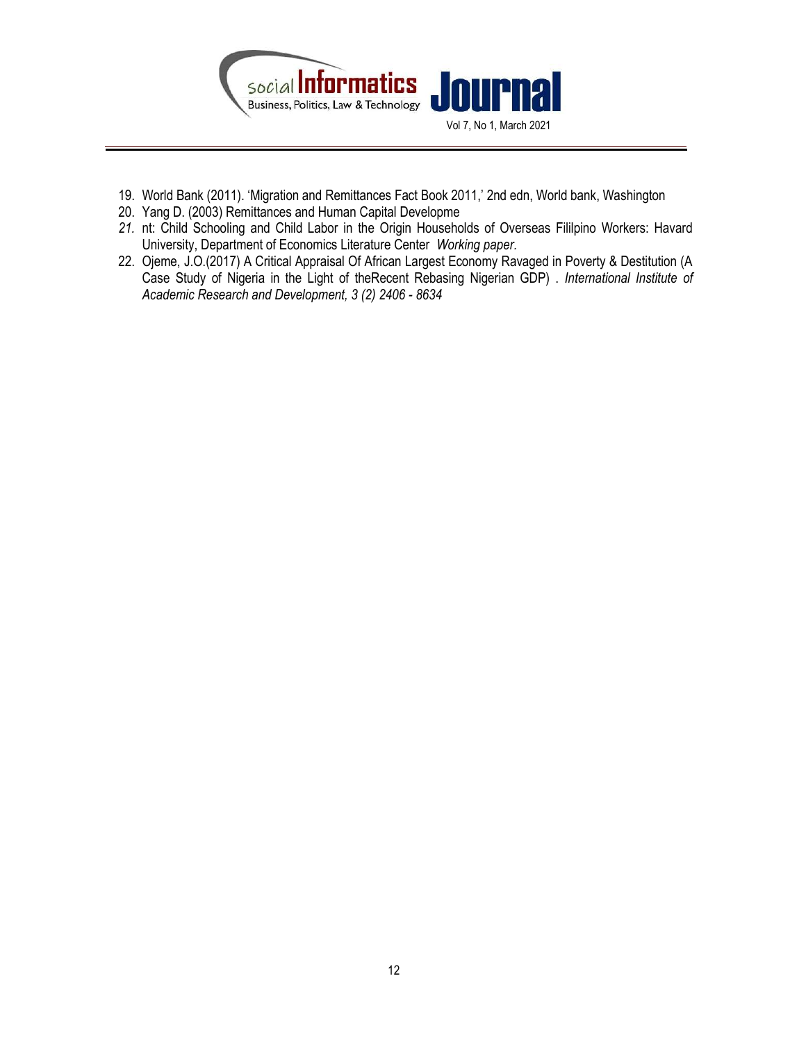19. World Bank (2011). 'Migration and Remittances Fact Book 2011,' 2nd edn, World bank, Washington
20. Yang D. (2003) Remittances and Human Capital Developme
21. nt: Child Schooling and Child Labor in the Origin Households of Overseas Fililpino Workers: Havard University, Department of Economics Literature Center *Working paper*.
22. Ojeme, J.O.(2017) A Critical Appraisal Of African Largest Economy Ravaged in Poverty & Destitution (A Case Study of Nigeria in the Light of theRecent Rebasing Nigerian GDP) . *International Institute of Academic Research and Development, 3 (2) 2406 - 8634*